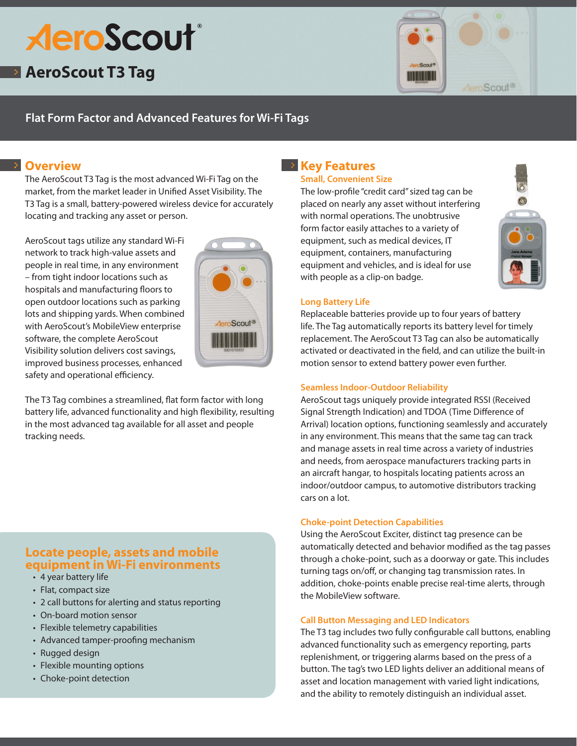# AeroScout

## AeroScout T3 Tag

**Flat Form Factor and Advanced Features for Wi-Fi Tags**

## Overview

The AeroScout T3 Tag is the most advanced Wi-Fi Tag on the market, from the market leader in Unified Asset Visibility. The T3 Tag is a small, battery-powered wireless device for accurately locating and tracking any asset or person.

AeroScout tags utilize any standard Wi-Fi network to track high-value assets and people in real time, in any environment – from tight indoor locations such as hospitals and manufacturing floors to open outdoor locations such as parking lots and shipping yards. When combined with AeroScout's MobileView enterprise software, the complete AeroScout Visibility solution delivers cost savings, improved business processes, enhanced safety and operational efficiency.

The T3 Tag combines a streamlined, flat form factor with long battery life, advanced functionality and high flexibility, resulting in the most advanced tag available for all asset and people tracking needs.

### Locate people, assets and mobile equipment in Wi-Fi environments

- 4 year battery life
- Flat, compact size
- 2 call buttons for alerting and status reporting
- On-board motion sensor
- Flexible telemetry capabilities
- Advanced tamper-proofing mechanism
- Rugged design
- Flexible mounting options
- Choke-point detection

## Key Features

### Small, Convenient Size

The low-profile "credit card" sized tag can be placed on nearly any asset without interfering with normal operations. The unobtrusive form factor easily attaches to a variety of equipment, such as medical devices, IT equipment, containers, manufacturing equipment and vehicles, and is ideal for use with people as a clip-on badge.

### Long Battery Life

Replaceable batteries provide up to four years of battery life. The Tag automatically reports its battery level for timely replacement. The AeroScout T3 Tag can also be automatically activated or deactivated in the field, and can utilize the built-in motion sensor to extend battery power even further.

### Seamless Indoor-Outdoor Reliability

AeroScout tags uniquely provide integrated RSSI (Received Signal Strength Indication) and TDOA (Time Difference of Arrival) location options, functioning seamlessly and accurately in any environment. This means that the same tag can track and manage assets in real time across a variety of industries and needs, from aerospace manufacturers tracking parts in an aircraft hangar, to hospitals locating patients across an indoor/outdoor campus, to automotive distributors tracking cars on a lot.

### Choke-point Detection Capabilities

Using the AeroScout Exciter, distinct tag presence can be automatically detected and behavior modified as the tag passes through a choke-point, such as a doorway or gate. This includes turning tags on/off, or changing tag transmission rates. In addition, choke-points enable precise real-time alerts, through the MobileView software.

### Call Button Messaging and LED Indicators

The T3 tag includes two fully configurable call buttons, enabling advanced functionality such as emergency reporting, parts replenishment, or triggering alarms based on the press of a button. The tag's two LED lights deliver an additional means of asset and location management with varied light indications, and the ability to remotely distinguish an individual asset.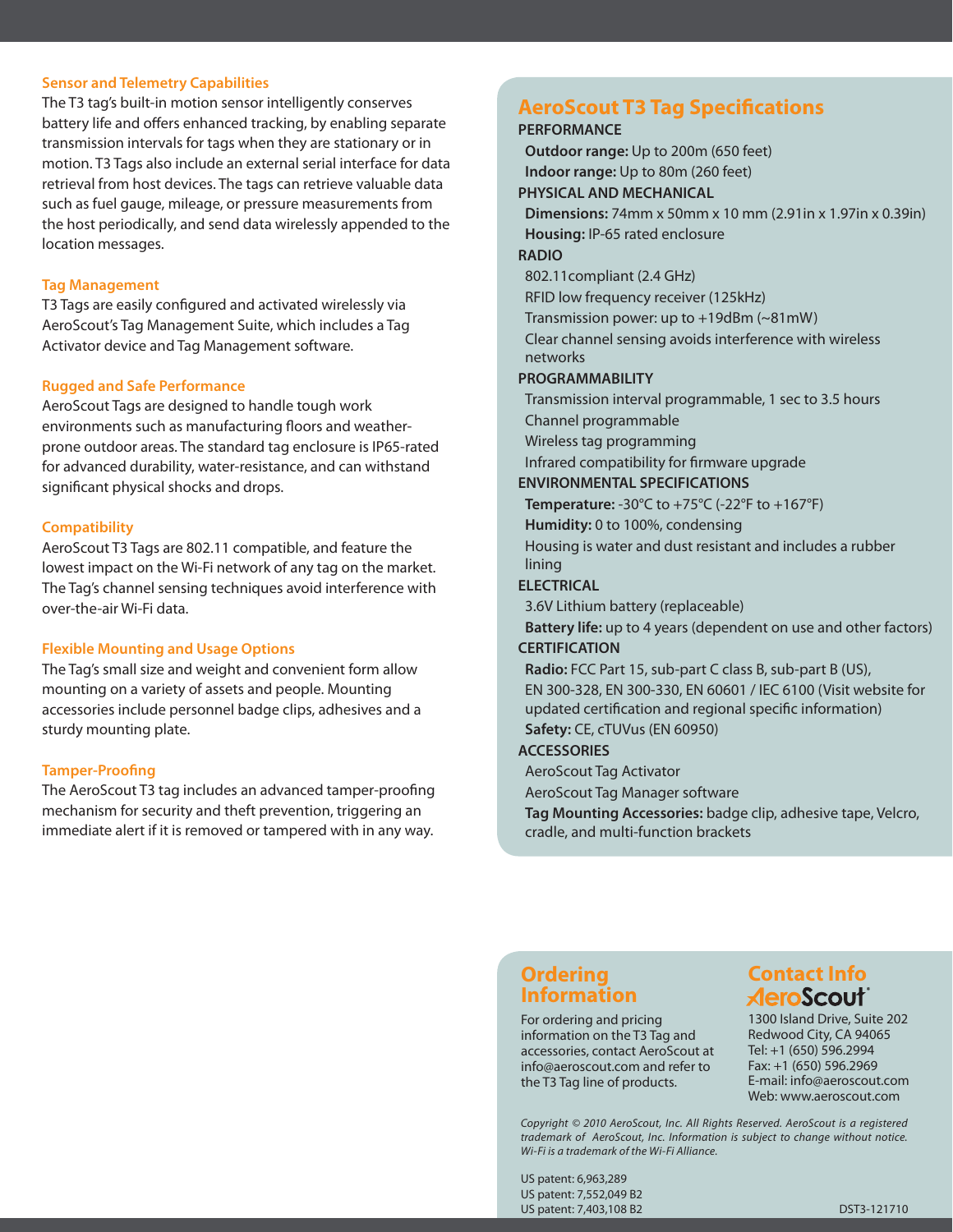### Sensor and Telemetry Capabilities

The T3 tag's built-in motion sensor intelligently conserves battery life and offers enhanced tracking, by enabling separate transmission intervals for tags when they are stationary or in motion. T3 Tags also include an external serial interface for data retrieval from host devices. The tags can retrieve valuable data such as fuel gauge, mileage, or pressure measurements from the host periodically, and send data wirelessly appended to the location messages.

### Tag Management

T3 Tags are easily configured and activated wirelessly via AeroScout's Tag Management Suite, which includes a Tag Activator device and Tag Management software.

### Rugged and Safe Performance

AeroScout Tags are designed to handle tough work environments such as manufacturing floors and weather-prone outdoor areas. The standard tag enclosure is IP65-rated for advanced durability, water-resistance, and can withstand significant physical shocks and drops.

### Compatibility

AeroScout T3 Tags are 802.11 compatible, and feature the lowest impact on the Wi-Fi network of any tag on the market. The Tag's channel sensing techniques avoid interference with over-the-air Wi-Fi data.

### Flexible Mounting and Usage Options

The Tag's small size and weight and convenient form allow mounting on a variety of assets and people. Mounting accessories include personnel badge clips, adhesives and a sturdy mounting plate.

### Tamper-Proofing

The AeroScout T3 tag includes an advanced tamper-proofing mechanism for security and theft prevention, triggering an immediate alert if it is removed or tampered with in any way.

## AeroScout T3 Tag Specifications

**PERFORMANCE**

- **Outdoor range:** Up to 200m (650 feet)
- **Indoor range:** Up to 80m (260 feet)

**PHYSICAL AND MECHANICAL**

- **Dimensions:** 74mm x 50mm x 10 mm (2.91in x 1.97in x 0.39in)
- **Housing:** IP-65 rated enclosure

**RADIO**

- 802.11compliant (2.4 GHz)
- RFID low frequency receiver (125kHz)
- Transmission power: up to +19dBm (~81mW)
- Clear channel sensing avoids interference with wireless networks

**PROGRAMMABILITY**

- Transmission interval programmable, 1 sec to 3.5 hours
- Channel programmable
- Wireless tag programming
- Infrared compatibility for firmware upgrade

**ENVIRONMENTAL SPECIFICATIONS**

- **Temperature:** -30°C to +75°C (-22°F to +167°F)
- **Humidity:** 0 to 100%, condensing
- Housing is water and dust resistant and includes a rubber lining

**ELECTRICAL**

- 3.6V Lithium battery (replaceable)
- **Battery life:** up to 4 years (dependent on use and other factors)

**CERTIFICATION**

- **Radio:** FCC Part 15, sub-part C class B, sub-part B (US), EN 300-328, EN 300-330, EN 60601 / IEC 6100 (Visit website for updated certification and regional specific information)
- **Safety:** CE, cTUVus (EN 60950)

**ACCESSORIES**

- AeroScout Tag Activator
- AeroScout Tag Manager software
- **Tag Mounting Accessories:** badge clip, adhesive tape, Velcro, cradle, and multi-function brackets

## Ordering Information

For ordering and pricing information on the T3 Tag and accessories, contact AeroScout at info@aeroscout.com and refer to the T3 Tag line of products.

## Contact Info

AeroScout

1300 Island Drive, Suite 202
Redwood City, CA 94065
Tel: +1 (650) 596.2994
Fax: +1 (650) 596.2969
E-mail: info@aeroscout.com
Web: www.aeroscout.com

*Copyright © 2010 AeroScout, Inc. All Rights Reserved. AeroScout is a registered trademark of AeroScout, Inc. Information is subject to change without notice. Wi-Fi is a trademark of the Wi-Fi Alliance.*

US patent: 6,963,289
US patent: 7,552,049 B2
US patent: 7,403,108 B2

DST3-121710